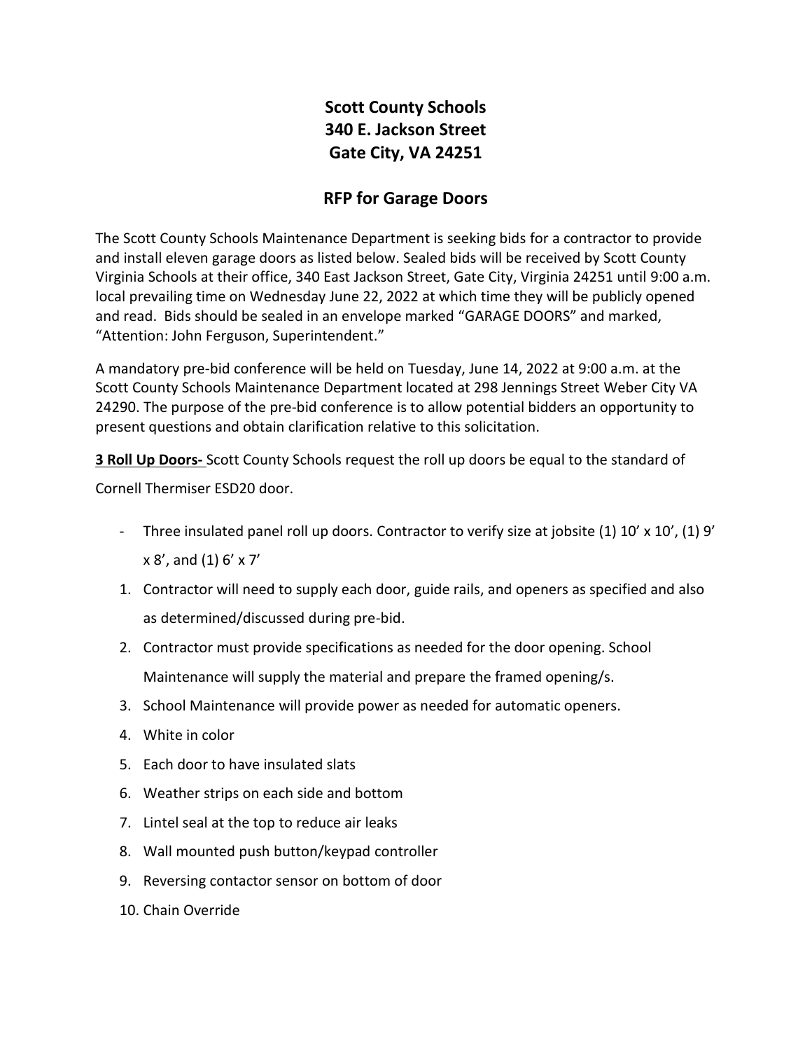# Scott County Schools
# 340 E. Jackson Street
# Gate City, VA 24251

## RFP for Garage Doors

The Scott County Schools Maintenance Department is seeking bids for a contractor to provide and install eleven garage doors as listed below. Sealed bids will be received by Scott County Virginia Schools at their office, 340 East Jackson Street, Gate City, Virginia 24251 until 9:00 a.m. local prevailing time on Wednesday June 22, 2022 at which time they will be publicly opened and read. Bids should be sealed in an envelope marked "GARAGE DOORS" and marked, "Attention: John Ferguson, Superintendent."

A mandatory pre-bid conference will be held on Tuesday, June 14, 2022 at 9:00 a.m. at the Scott County Schools Maintenance Department located at 298 Jennings Street Weber City VA 24290. The purpose of the pre-bid conference is to allow potential bidders an opportunity to present questions and obtain clarification relative to this solicitation.

**3 Roll Up Doors-** Scott County Schools request the roll up doors be equal to the standard of Cornell Thermiser ESD20 door.

- Three insulated panel roll up doors. Contractor to verify size at jobsite (1) 10' x 10', (1) 9' x 8', and (1) 6' x 7'

1. Contractor will need to supply each door, guide rails, and openers as specified and also as determined/discussed during pre-bid.
2. Contractor must provide specifications as needed for the door opening. School Maintenance will supply the material and prepare the framed opening/s.
3. School Maintenance will provide power as needed for automatic openers.
4. White in color
5. Each door to have insulated slats
6. Weather strips on each side and bottom
7. Lintel seal at the top to reduce air leaks
8. Wall mounted push button/keypad controller
9. Reversing contactor sensor on bottom of door
10. Chain Override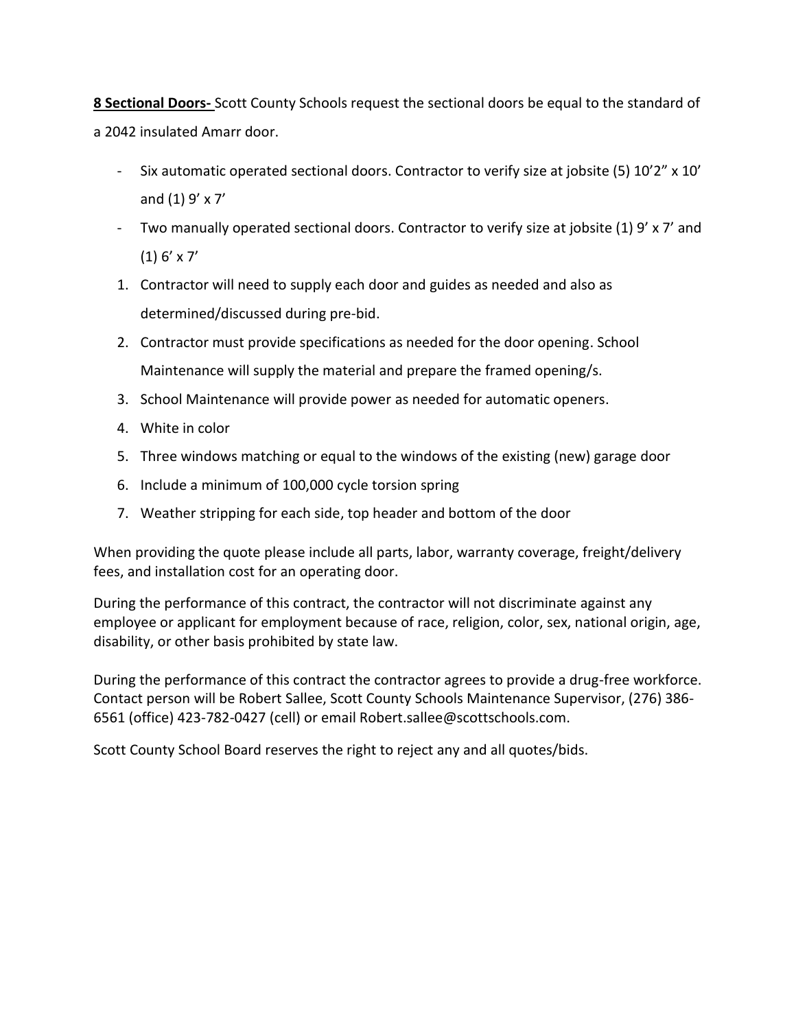**8 Sectional Doors-** Scott County Schools request the sectional doors be equal to the standard of a 2042 insulated Amarr door.

- Six automatic operated sectional doors. Contractor to verify size at jobsite (5) 10'2" x 10' and (1) 9' x 7'
- Two manually operated sectional doors. Contractor to verify size at jobsite (1) 9' x 7' and (1) 6' x 7'

1. Contractor will need to supply each door and guides as needed and also as determined/discussed during pre-bid.
2. Contractor must provide specifications as needed for the door opening. School Maintenance will supply the material and prepare the framed opening/s.
3. School Maintenance will provide power as needed for automatic openers.
4. White in color
5. Three windows matching or equal to the windows of the existing (new) garage door
6. Include a minimum of 100,000 cycle torsion spring
7. Weather stripping for each side, top header and bottom of the door

When providing the quote please include all parts, labor, warranty coverage, freight/delivery fees, and installation cost for an operating door.

During the performance of this contract, the contractor will not discriminate against any employee or applicant for employment because of race, religion, color, sex, national origin, age, disability, or other basis prohibited by state law.

During the performance of this contract the contractor agrees to provide a drug-free workforce. Contact person will be Robert Sallee, Scott County Schools Maintenance Supervisor, (276) 386-6561 (office) 423-782-0427 (cell) or email Robert.sallee@scottschools.com.

Scott County School Board reserves the right to reject any and all quotes/bids.